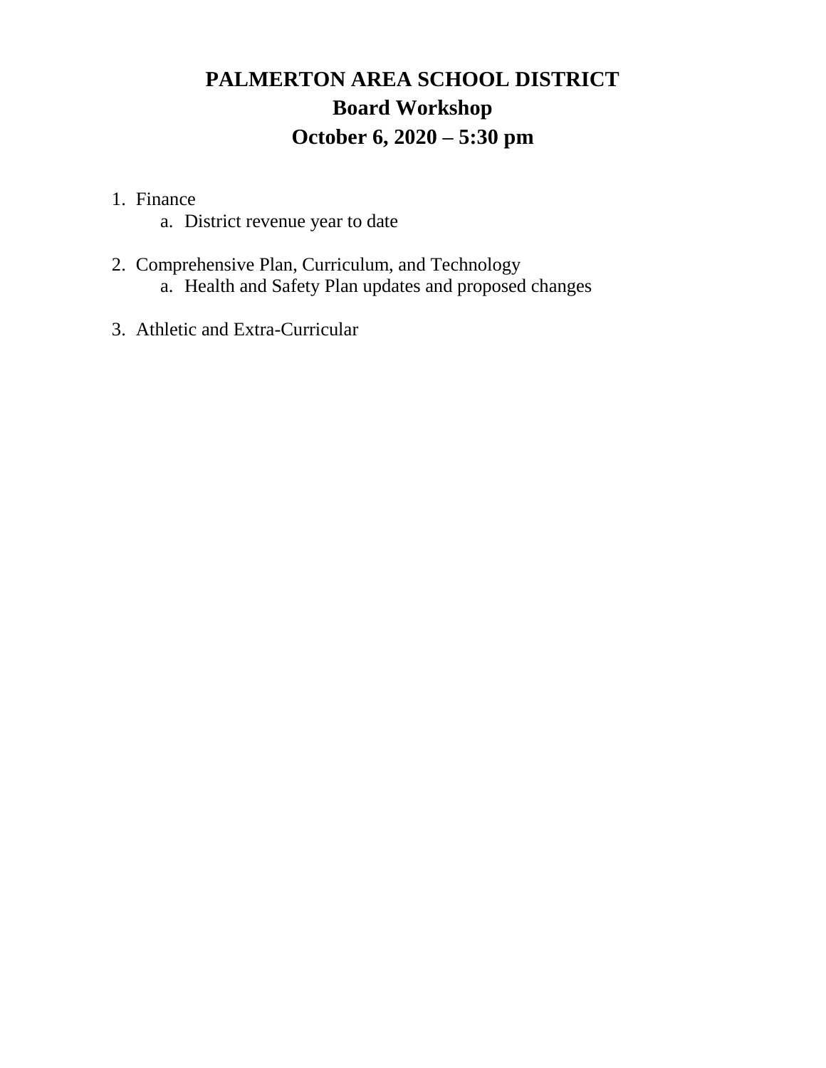# PALMERTON AREA SCHOOL DISTRICT
## Board Workshop
## October 6, 2020 – 5:30 pm

1. Finance
   a. District revenue year to date

2. Comprehensive Plan, Curriculum, and Technology
   a. Health and Safety Plan updates and proposed changes

3. Athletic and Extra-Curricular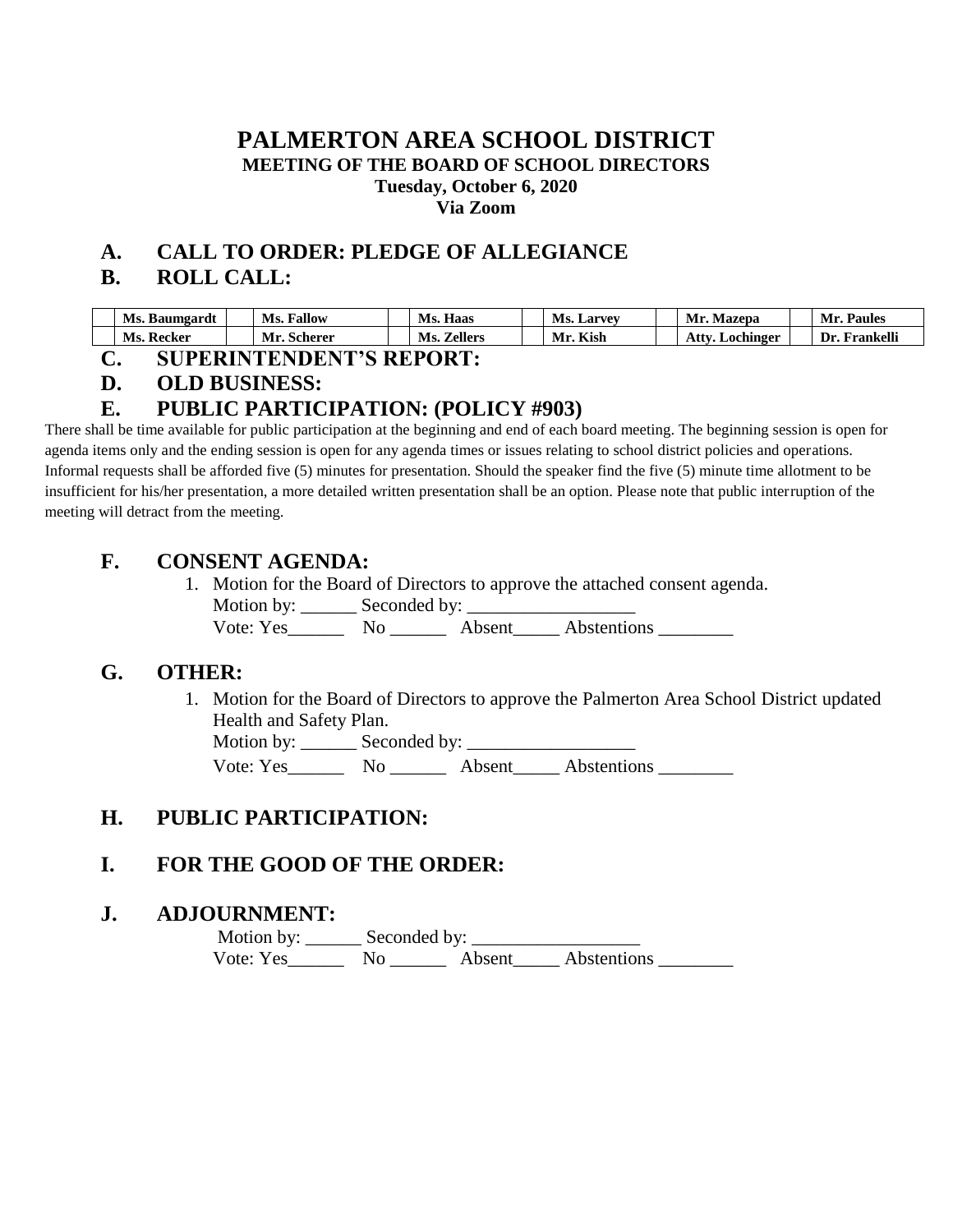# PALMERTON AREA SCHOOL DISTRICT

**MEETING OF THE BOARD OF SCHOOL DIRECTORS**
**Tuesday, October 6, 2020**
**Via Zoom**

## A. CALL TO ORDER: PLEDGE OF ALLEGIANCE

## B. ROLL CALL:

| | Ms. Baumgardt | | Ms. Fallow | | Ms. Haas | | Ms. Larvey | | Mr. Mazepa | | Mr. Paules |
|---|---|---|---|---|---|---|---|---|---|---|---|
| | Ms. Recker | | Mr. Scherer | | Ms. Zellers | | Mr. Kish | | Atty. Lochinger | | Dr. Frankelli |

## C. SUPERINTENDENT'S REPORT:

## D. OLD BUSINESS:

## E. PUBLIC PARTICIPATION: (POLICY #903)

There shall be time available for public participation at the beginning and end of each board meeting. The beginning session is open for agenda items only and the ending session is open for any agenda times or issues relating to school district policies and operations. Informal requests shall be afforded five (5) minutes for presentation. Should the speaker find the five (5) minute time allotment to be insufficient for his/her presentation, a more detailed written presentation shall be an option. Please note that public interruption of the meeting will detract from the meeting.

## F. CONSENT AGENDA:

1. Motion for the Board of Directors to approve the attached consent agenda.
   Motion by: ______ Seconded by: __________________
   Vote: Yes______ No ______ Absent_____ Abstentions ________

## G. OTHER:

1. Motion for the Board of Directors to approve the Palmerton Area School District updated Health and Safety Plan.
   Motion by: ______ Seconded by: __________________
   Vote: Yes______ No ______ Absent_____ Abstentions ________

## H. PUBLIC PARTICIPATION:

## I. FOR THE GOOD OF THE ORDER:

## J. ADJOURNMENT:

Motion by: ______ Seconded by: __________________
Vote: Yes______ No ______ Absent_____ Abstentions ________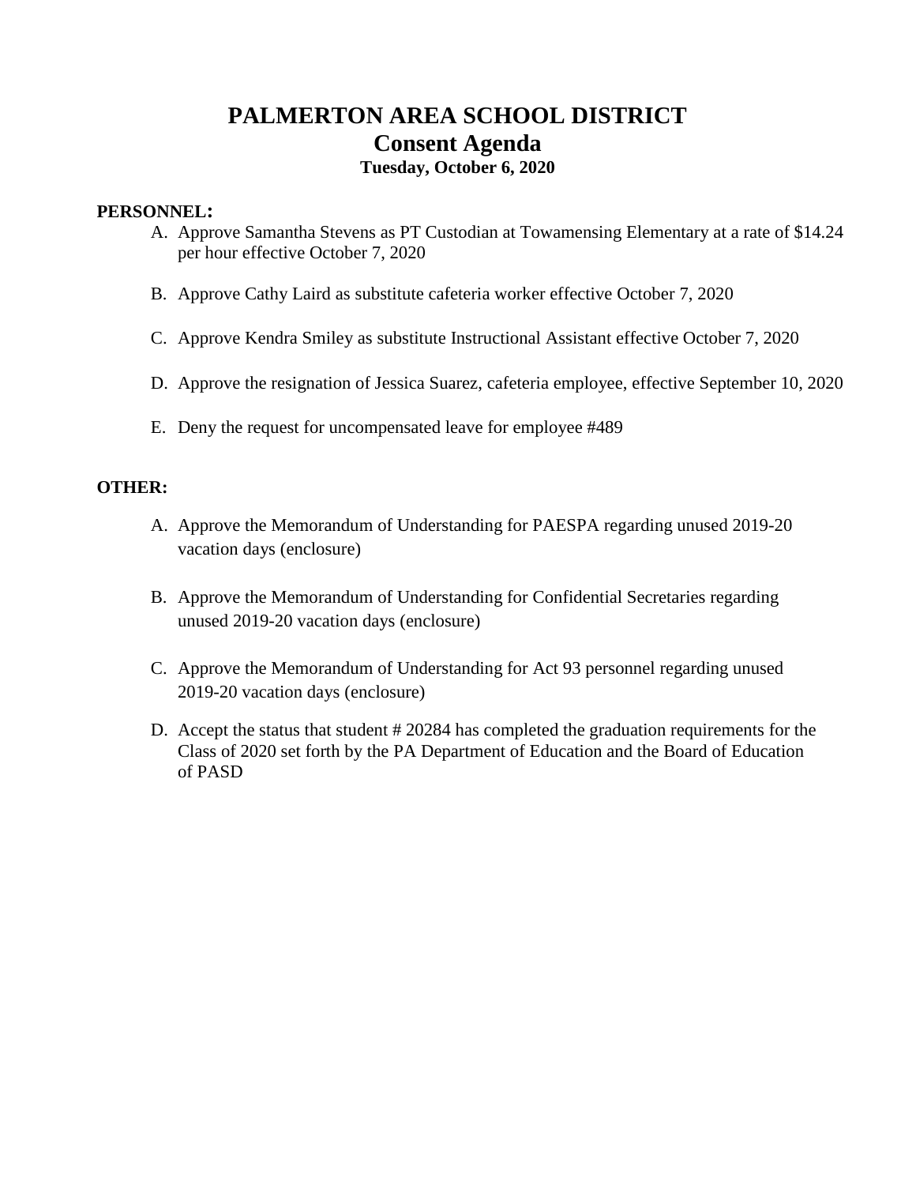# PALMERTON AREA SCHOOL DISTRICT

## Consent Agenda

### Tuesday, October 6, 2020

**PERSONNEL:**

A. Approve Samantha Stevens as PT Custodian at Towamensing Elementary at a rate of $14.24 per hour effective October 7, 2020

B. Approve Cathy Laird as substitute cafeteria worker effective October 7, 2020

C. Approve Kendra Smiley as substitute Instructional Assistant effective October 7, 2020

D. Approve the resignation of Jessica Suarez, cafeteria employee, effective September 10, 2020

E. Deny the request for uncompensated leave for employee #489

**OTHER:**

A. Approve the Memorandum of Understanding for PAESPA regarding unused 2019-20 vacation days (enclosure)

B. Approve the Memorandum of Understanding for Confidential Secretaries regarding unused 2019-20 vacation days (enclosure)

C. Approve the Memorandum of Understanding for Act 93 personnel regarding unused 2019-20 vacation days (enclosure)

D. Accept the status that student # 20284 has completed the graduation requirements for the Class of 2020 set forth by the PA Department of Education and the Board of Education of PASD